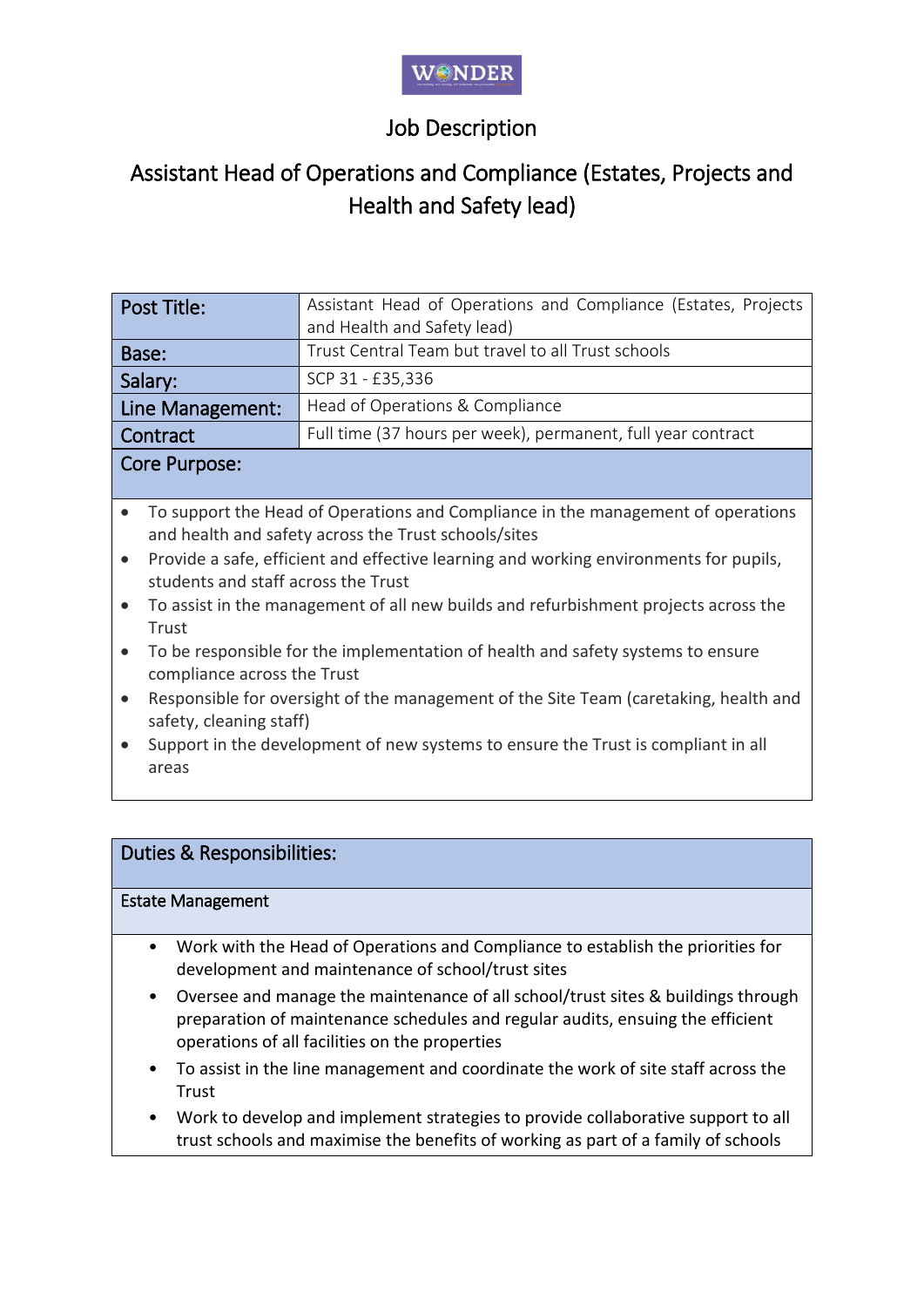# Job Description

## Assistant Head of Operations and Compliance (Estates, Projects and Health and Safety lead)

| Post Title: | Assistant Head of Operations and Compliance (Estates, Projects and Health and Safety lead) |
|---|---|
| Base: | Trust Central Team but travel to all Trust schools |
| Salary: | SCP 31 - £35,336 |
| Line Management: | Head of Operations & Compliance |
| Contract | Full time (37 hours per week), permanent, full year contract |

### Core Purpose:

- To support the Head of Operations and Compliance in the management of operations and health and safety across the Trust schools/sites
- Provide a safe, efficient and effective learning and working environments for pupils, students and staff across the Trust
- To assist in the management of all new builds and refurbishment projects across the Trust
- To be responsible for the implementation of health and safety systems to ensure compliance across the Trust
- Responsible for oversight of the management of the Site Team (caretaking, health and safety, cleaning staff)
- Support in the development of new systems to ensure the Trust is compliant in all areas

### Duties & Responsibilities:

#### Estate Management

- Work with the Head of Operations and Compliance to establish the priorities for development and maintenance of school/trust sites
- Oversee and manage the maintenance of all school/trust sites & buildings through preparation of maintenance schedules and regular audits, ensuing the efficient operations of all facilities on the properties
- To assist in the line management and coordinate the work of site staff across the Trust
- Work to develop and implement strategies to provide collaborative support to all trust schools and maximise the benefits of working as part of a family of schools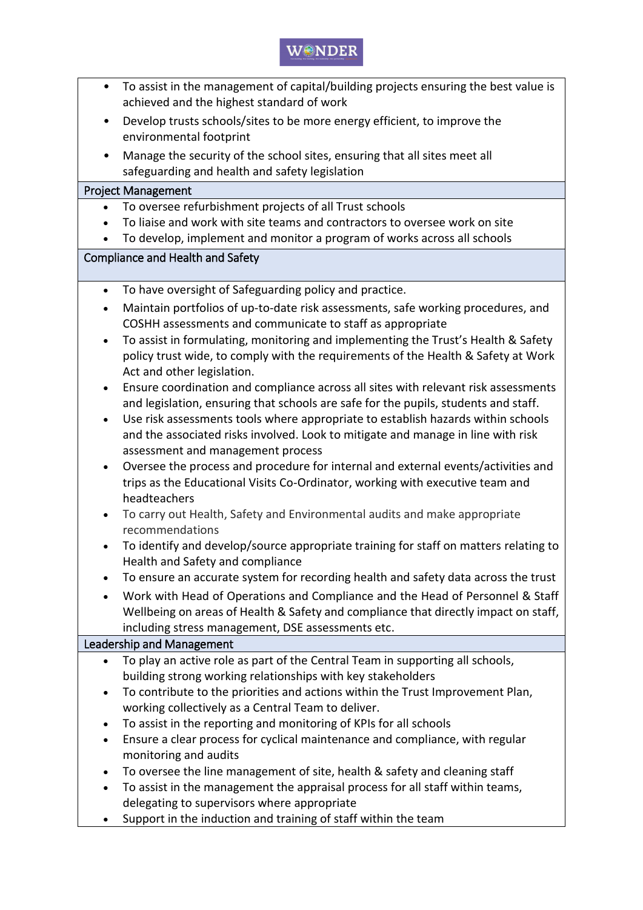- To assist in the management of capital/building projects ensuring the best value is achieved and the highest standard of work
- Develop trusts schools/sites to be more energy efficient, to improve the environmental footprint
- Manage the security of the school sites, ensuring that all sites meet all safeguarding and health and safety legislation

## Project Management

- To oversee refurbishment projects of all Trust schools
- To liaise and work with site teams and contractors to oversee work on site
- To develop, implement and monitor a program of works across all schools

## Compliance and Health and Safety

- To have oversight of Safeguarding policy and practice.
- Maintain portfolios of up-to-date risk assessments, safe working procedures, and COSHH assessments and communicate to staff as appropriate
- To assist in formulating, monitoring and implementing the Trust's Health & Safety policy trust wide, to comply with the requirements of the Health & Safety at Work Act and other legislation.
- Ensure coordination and compliance across all sites with relevant risk assessments and legislation, ensuring that schools are safe for the pupils, students and staff.
- Use risk assessments tools where appropriate to establish hazards within schools and the associated risks involved. Look to mitigate and manage in line with risk assessment and management process
- Oversee the process and procedure for internal and external events/activities and trips as the Educational Visits Co-Ordinator, working with executive team and headteachers
- To carry out Health, Safety and Environmental audits and make appropriate recommendations
- To identify and develop/source appropriate training for staff on matters relating to Health and Safety and compliance
- To ensure an accurate system for recording health and safety data across the trust
- Work with Head of Operations and Compliance and the Head of Personnel & Staff Wellbeing on areas of Health & Safety and compliance that directly impact on staff, including stress management, DSE assessments etc.

## Leadership and Management

- To play an active role as part of the Central Team in supporting all schools, building strong working relationships with key stakeholders
- To contribute to the priorities and actions within the Trust Improvement Plan, working collectively as a Central Team to deliver.
- To assist in the reporting and monitoring of KPIs for all schools
- Ensure a clear process for cyclical maintenance and compliance, with regular monitoring and audits
- To oversee the line management of site, health & safety and cleaning staff
- To assist in the management the appraisal process for all staff within teams, delegating to supervisors where appropriate
- Support in the induction and training of staff within the team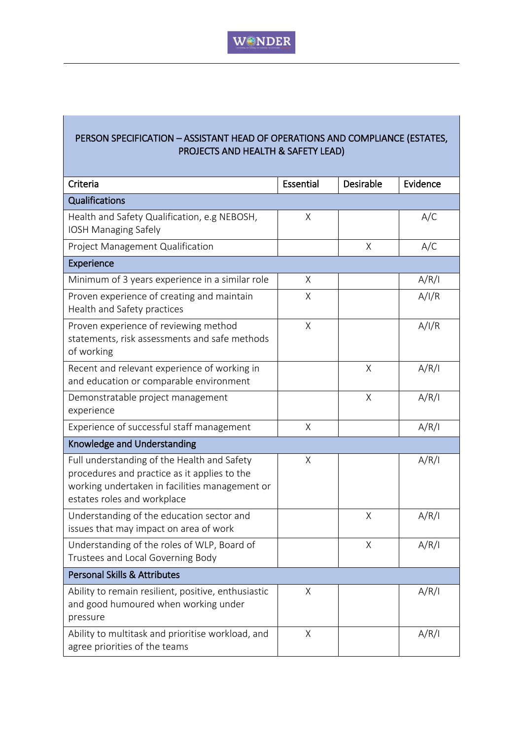| PERSON SPECIFICATION – ASSISTANT HEAD OF OPERATIONS AND COMPLIANCE (ESTATES, PROJECTS AND HEALTH & SAFETY LEAD) | | | |
|---|---|---|---|
| Criteria | Essential | Desirable | Evidence |
| **Qualifications** | | | |
| Health and Safety Qualification, e.g NEBOSH, IOSH Managing Safely | X | | A/C |
| Project Management Qualification | | X | A/C |
| **Experience** | | | |
| Minimum of 3 years experience in a similar role | X | | A/R/I |
| Proven experience of creating and maintain Health and Safety practices | X | | A/I/R |
| Proven experience of reviewing method statements, risk assessments and safe methods of working | X | | A/I/R |
| Recent and relevant experience of working in and education or comparable environment | | X | A/R/I |
| Demonstratable project management experience | | X | A/R/I |
| Experience of successful staff management | X | | A/R/I |
| **Knowledge and Understanding** | | | |
| Full understanding of the Health and Safety procedures and practice as it applies to the working undertaken in facilities management or estates roles and workplace | X | | A/R/I |
| Understanding of the education sector and issues that may impact on area of work | | X | A/R/I |
| Understanding of the roles of WLP, Board of Trustees and Local Governing Body | | X | A/R/I |
| **Personal Skills & Attributes** | | | |
| Ability to remain resilient, positive, enthusiastic and good humoured when working under pressure | X | | A/R/I |
| Ability to multitask and prioritise workload, and agree priorities of the teams | X | | A/R/I |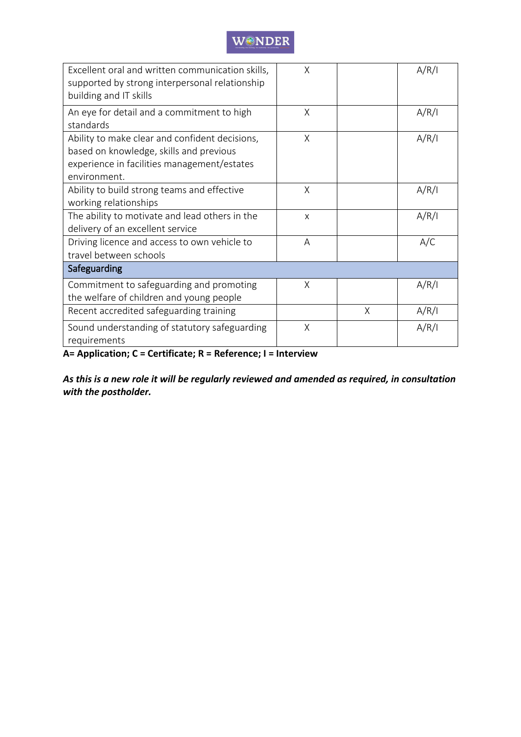| | | | |
|---|---|---|---|
| Excellent oral and written communication skills, supported by strong interpersonal relationship building and IT skills | X | | A/R/I |
| An eye for detail and a commitment to high standards | X | | A/R/I |
| Ability to make clear and confident decisions, based on knowledge, skills and previous experience in facilities management/estates environment. | X | | A/R/I |
| Ability to build strong teams and effective working relationships | X | | A/R/I |
| The ability to motivate and lead others in the delivery of an excellent service | x | | A/R/I |
| Driving licence and access to own vehicle to travel between schools | A | | A/C |
| **Safeguarding** | | | |
| Commitment to safeguarding and promoting the welfare of children and young people | X | | A/R/I |
| Recent accredited safeguarding training | | X | A/R/I |
| Sound understanding of statutory safeguarding requirements | X | | A/R/I |

**A= Application; C = Certificate; R = Reference; I = Interview**

***As this is a new role it will be regularly reviewed and amended as required, in consultation with the postholder.***